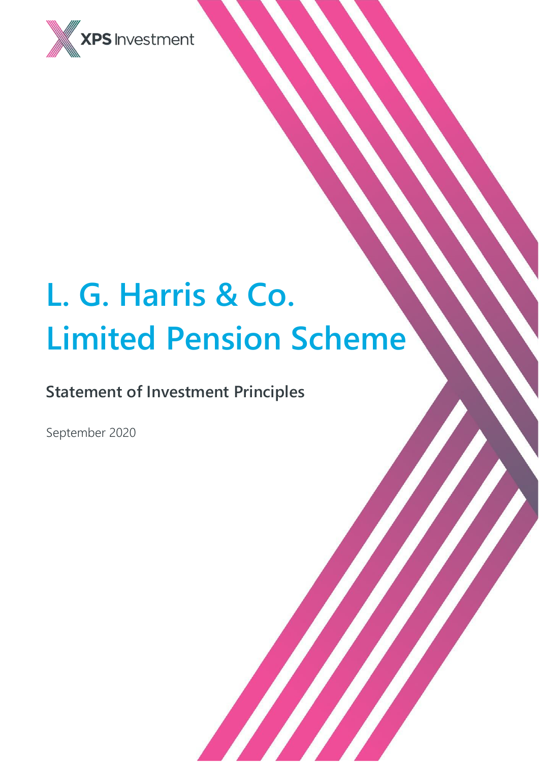XPS Investment

# L. G. Harris & Co. Limited Pension Scheme

## Statement of Investment Principles

September 2020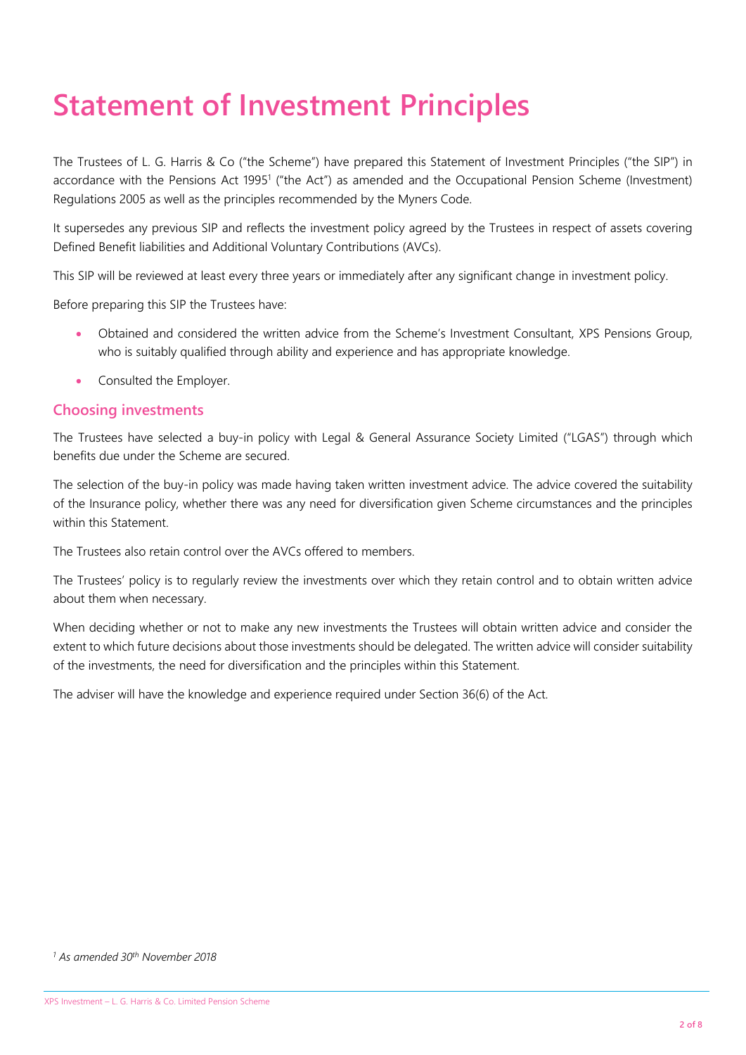# Statement of Investment Principles

The Trustees of L. G. Harris & Co ("the Scheme") have prepared this Statement of Investment Principles ("the SIP") in accordance with the Pensions Act 1995[1] ("the Act") as amended and the Occupational Pension Scheme (Investment) Regulations 2005 as well as the principles recommended by the Myners Code.

It supersedes any previous SIP and reflects the investment policy agreed by the Trustees in respect of assets covering Defined Benefit liabilities and Additional Voluntary Contributions (AVCs).

This SIP will be reviewed at least every three years or immediately after any significant change in investment policy.

Before preparing this SIP the Trustees have:

- Obtained and considered the written advice from the Scheme's Investment Consultant, XPS Pensions Group, who is suitably qualified through ability and experience and has appropriate knowledge.
- Consulted the Employer.

## Choosing investments

The Trustees have selected a buy-in policy with Legal & General Assurance Society Limited ("LGAS") through which benefits due under the Scheme are secured.

The selection of the buy-in policy was made having taken written investment advice. The advice covered the suitability of the Insurance policy, whether there was any need for diversification given Scheme circumstances and the principles within this Statement.

The Trustees also retain control over the AVCs offered to members.

The Trustees' policy is to regularly review the investments over which they retain control and to obtain written advice about them when necessary.

When deciding whether or not to make any new investments the Trustees will obtain written advice and consider the extent to which future decisions about those investments should be delegated. The written advice will consider suitability of the investments, the need for diversification and the principles within this Statement.

The adviser will have the knowledge and experience required under Section 36(6) of the Act.

*[1] As amended 30th November 2018*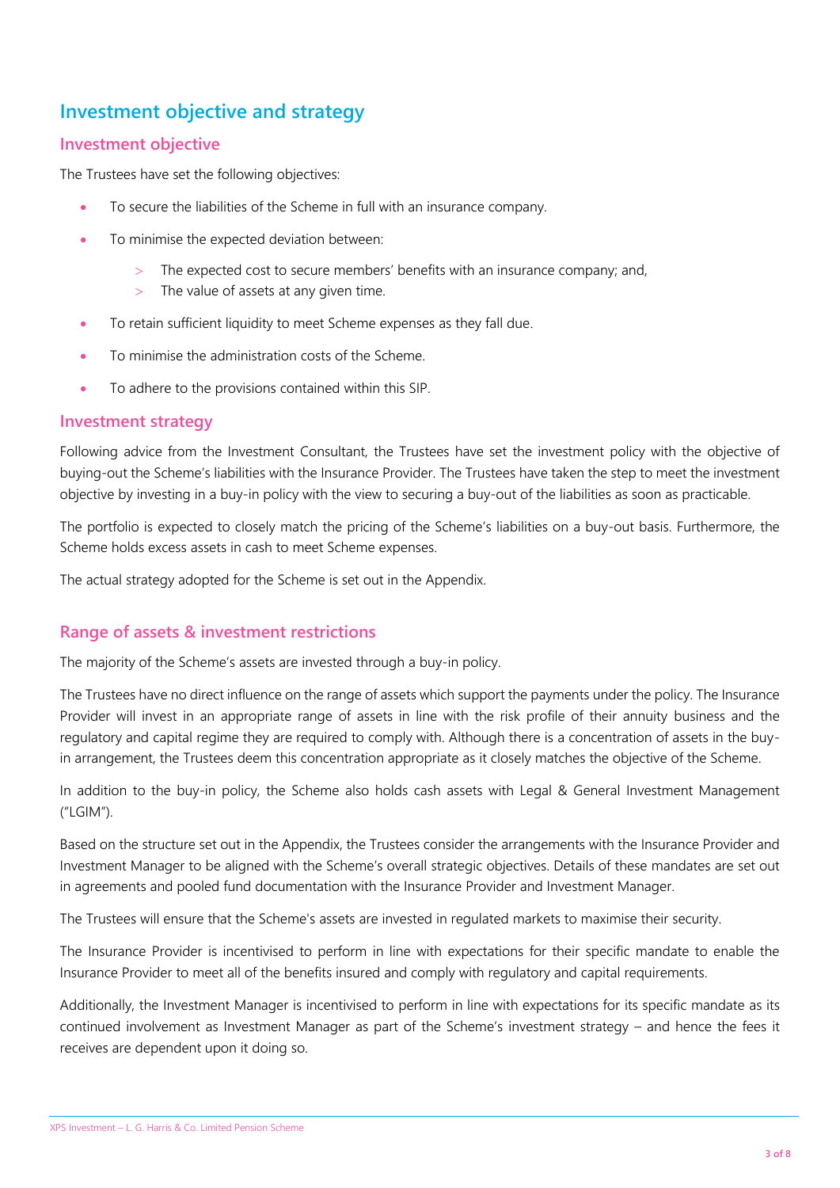## Investment objective and strategy

### Investment objective

The Trustees have set the following objectives:

- To secure the liabilities of the Scheme in full with an insurance company.
- To minimise the expected deviation between:
    - The expected cost to secure members' benefits with an insurance company; and,
    - The value of assets at any given time.
- To retain sufficient liquidity to meet Scheme expenses as they fall due.
- To minimise the administration costs of the Scheme.
- To adhere to the provisions contained within this SIP.

### Investment strategy

Following advice from the Investment Consultant, the Trustees have set the investment policy with the objective of buying-out the Scheme's liabilities with the Insurance Provider. The Trustees have taken the step to meet the investment objective by investing in a buy-in policy with the view to securing a buy-out of the liabilities as soon as practicable.

The portfolio is expected to closely match the pricing of the Scheme's liabilities on a buy-out basis. Furthermore, the Scheme holds excess assets in cash to meet Scheme expenses.

The actual strategy adopted for the Scheme is set out in the Appendix.

### Range of assets & investment restrictions

The majority of the Scheme's assets are invested through a buy-in policy.

The Trustees have no direct influence on the range of assets which support the payments under the policy. The Insurance Provider will invest in an appropriate range of assets in line with the risk profile of their annuity business and the regulatory and capital regime they are required to comply with. Although there is a concentration of assets in the buy-in arrangement, the Trustees deem this concentration appropriate as it closely matches the objective of the Scheme.

In addition to the buy-in policy, the Scheme also holds cash assets with Legal & General Investment Management ("LGIM").

Based on the structure set out in the Appendix, the Trustees consider the arrangements with the Insurance Provider and Investment Manager to be aligned with the Scheme's overall strategic objectives. Details of these mandates are set out in agreements and pooled fund documentation with the Insurance Provider and Investment Manager.

The Trustees will ensure that the Scheme's assets are invested in regulated markets to maximise their security.

The Insurance Provider is incentivised to perform in line with expectations for their specific mandate to enable the Insurance Provider to meet all of the benefits insured and comply with regulatory and capital requirements.

Additionally, the Investment Manager is incentivised to perform in line with expectations for its specific mandate as its continued involvement as Investment Manager as part of the Scheme's investment strategy – and hence the fees it receives are dependent upon it doing so.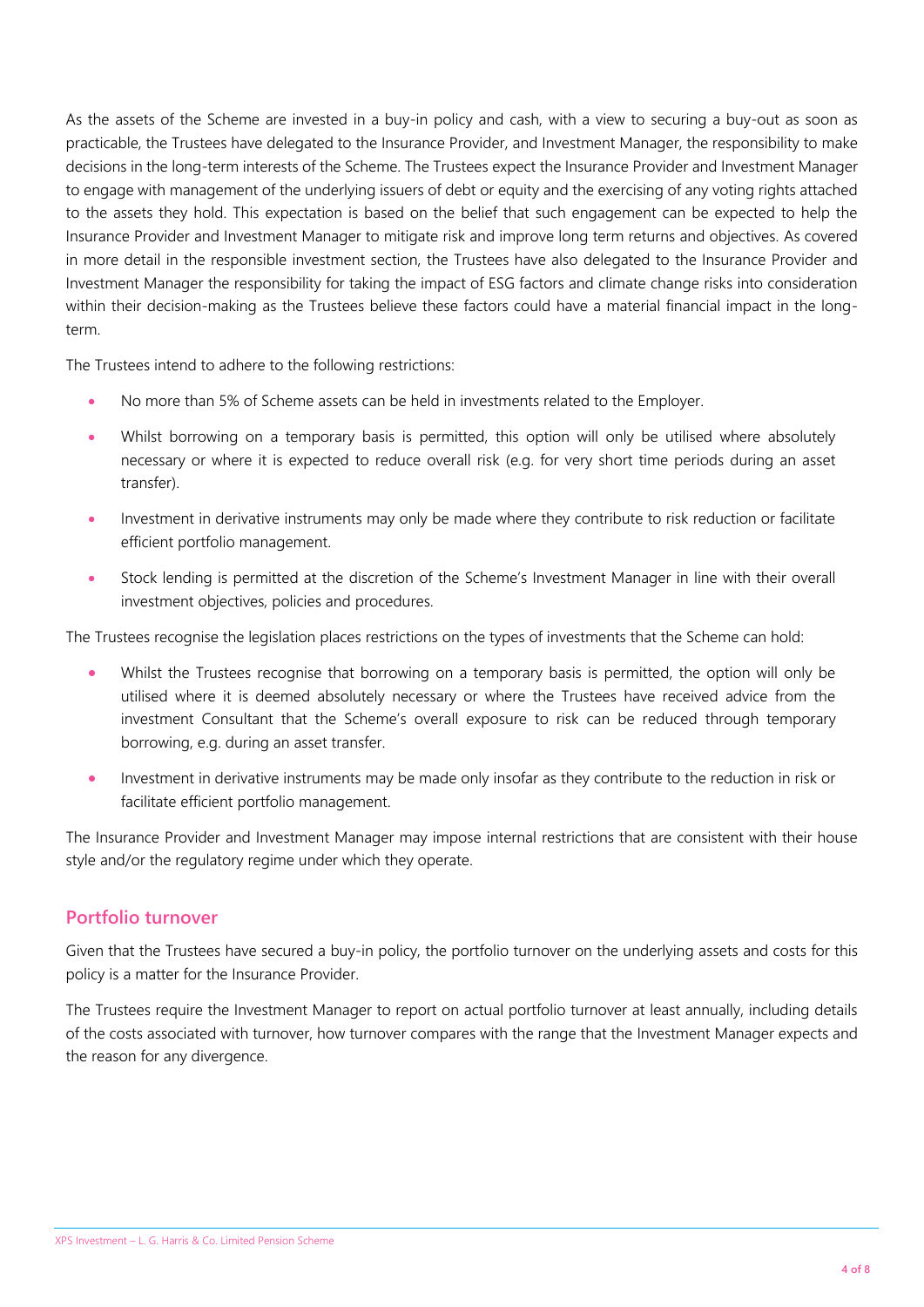As the assets of the Scheme are invested in a buy-in policy and cash, with a view to securing a buy-out as soon as practicable, the Trustees have delegated to the Insurance Provider, and Investment Manager, the responsibility to make decisions in the long-term interests of the Scheme. The Trustees expect the Insurance Provider and Investment Manager to engage with management of the underlying issuers of debt or equity and the exercising of any voting rights attached to the assets they hold. This expectation is based on the belief that such engagement can be expected to help the Insurance Provider and Investment Manager to mitigate risk and improve long term returns and objectives. As covered in more detail in the responsible investment section, the Trustees have also delegated to the Insurance Provider and Investment Manager the responsibility for taking the impact of ESG factors and climate change risks into consideration within their decision-making as the Trustees believe these factors could have a material financial impact in the long-term.

The Trustees intend to adhere to the following restrictions:

- No more than 5% of Scheme assets can be held in investments related to the Employer.
- Whilst borrowing on a temporary basis is permitted, this option will only be utilised where absolutely necessary or where it is expected to reduce overall risk (e.g. for very short time periods during an asset transfer).
- Investment in derivative instruments may only be made where they contribute to risk reduction or facilitate efficient portfolio management.
- Stock lending is permitted at the discretion of the Scheme's Investment Manager in line with their overall investment objectives, policies and procedures.

The Trustees recognise the legislation places restrictions on the types of investments that the Scheme can hold:

- Whilst the Trustees recognise that borrowing on a temporary basis is permitted, the option will only be utilised where it is deemed absolutely necessary or where the Trustees have received advice from the investment Consultant that the Scheme's overall exposure to risk can be reduced through temporary borrowing, e.g. during an asset transfer.
- Investment in derivative instruments may be made only insofar as they contribute to the reduction in risk or facilitate efficient portfolio management.

The Insurance Provider and Investment Manager may impose internal restrictions that are consistent with their house style and/or the regulatory regime under which they operate.

## Portfolio turnover

Given that the Trustees have secured a buy-in policy, the portfolio turnover on the underlying assets and costs for this policy is a matter for the Insurance Provider.

The Trustees require the Investment Manager to report on actual portfolio turnover at least annually, including details of the costs associated with turnover, how turnover compares with the range that the Investment Manager expects and the reason for any divergence.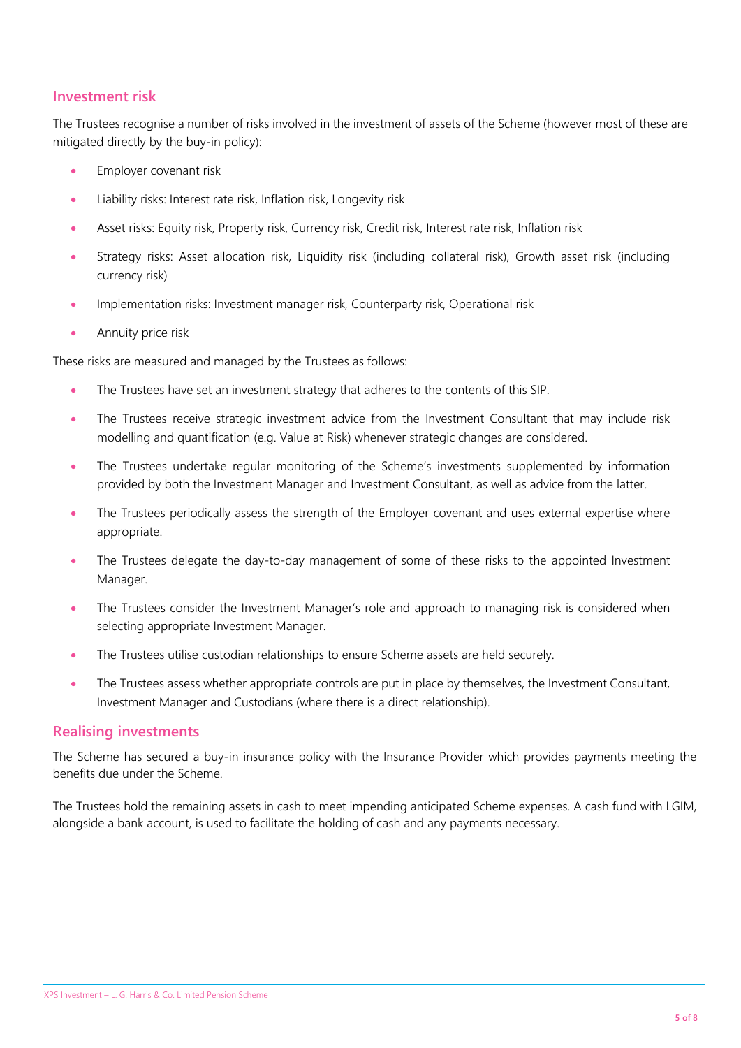## Investment risk

The Trustees recognise a number of risks involved in the investment of assets of the Scheme (however most of these are mitigated directly by the buy-in policy):

- Employer covenant risk
- Liability risks: Interest rate risk, Inflation risk, Longevity risk
- Asset risks: Equity risk, Property risk, Currency risk, Credit risk, Interest rate risk, Inflation risk
- Strategy risks: Asset allocation risk, Liquidity risk (including collateral risk), Growth asset risk (including currency risk)
- Implementation risks: Investment manager risk, Counterparty risk, Operational risk
- Annuity price risk

These risks are measured and managed by the Trustees as follows:

- The Trustees have set an investment strategy that adheres to the contents of this SIP.
- The Trustees receive strategic investment advice from the Investment Consultant that may include risk modelling and quantification (e.g. Value at Risk) whenever strategic changes are considered.
- The Trustees undertake regular monitoring of the Scheme's investments supplemented by information provided by both the Investment Manager and Investment Consultant, as well as advice from the latter.
- The Trustees periodically assess the strength of the Employer covenant and uses external expertise where appropriate.
- The Trustees delegate the day-to-day management of some of these risks to the appointed Investment Manager.
- The Trustees consider the Investment Manager's role and approach to managing risk is considered when selecting appropriate Investment Manager.
- The Trustees utilise custodian relationships to ensure Scheme assets are held securely.
- The Trustees assess whether appropriate controls are put in place by themselves, the Investment Consultant, Investment Manager and Custodians (where there is a direct relationship).

## Realising investments

The Scheme has secured a buy-in insurance policy with the Insurance Provider which provides payments meeting the benefits due under the Scheme.

The Trustees hold the remaining assets in cash to meet impending anticipated Scheme expenses. A cash fund with LGIM, alongside a bank account, is used to facilitate the holding of cash and any payments necessary.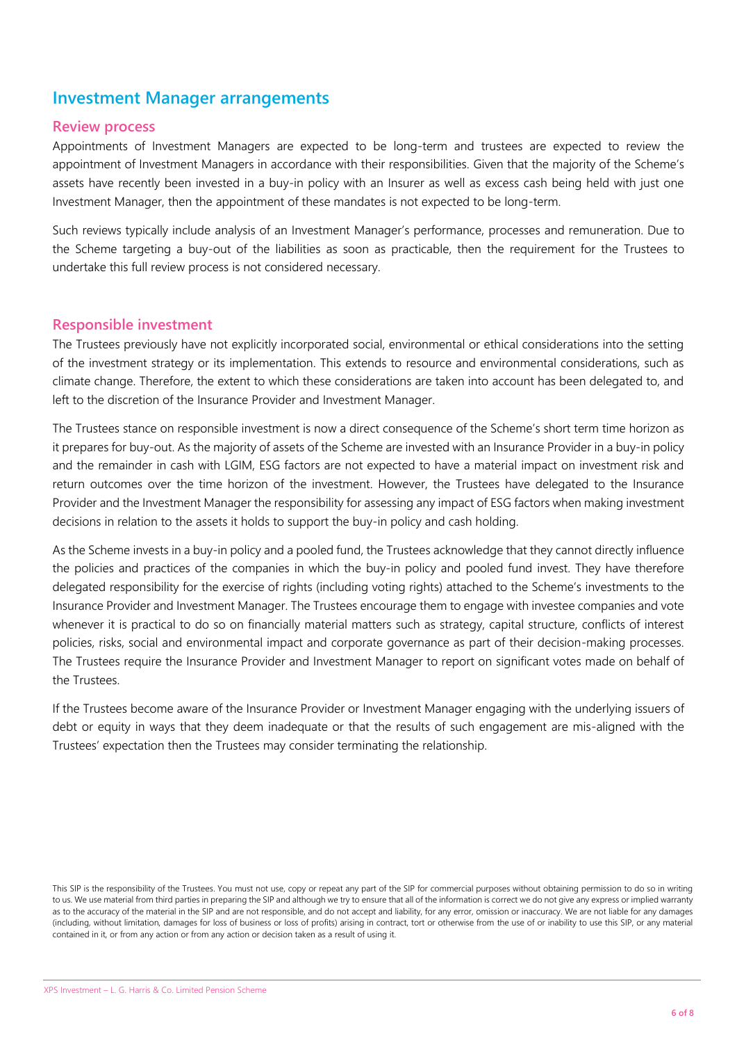## Investment Manager arrangements

### Review process

Appointments of Investment Managers are expected to be long-term and trustees are expected to review the appointment of Investment Managers in accordance with their responsibilities. Given that the majority of the Scheme's assets have recently been invested in a buy-in policy with an Insurer as well as excess cash being held with just one Investment Manager, then the appointment of these mandates is not expected to be long-term.

Such reviews typically include analysis of an Investment Manager's performance, processes and remuneration. Due to the Scheme targeting a buy-out of the liabilities as soon as practicable, then the requirement for the Trustees to undertake this full review process is not considered necessary.

### Responsible investment

The Trustees previously have not explicitly incorporated social, environmental or ethical considerations into the setting of the investment strategy or its implementation. This extends to resource and environmental considerations, such as climate change. Therefore, the extent to which these considerations are taken into account has been delegated to, and left to the discretion of the Insurance Provider and Investment Manager.

The Trustees stance on responsible investment is now a direct consequence of the Scheme's short term time horizon as it prepares for buy-out. As the majority of assets of the Scheme are invested with an Insurance Provider in a buy-in policy and the remainder in cash with LGIM, ESG factors are not expected to have a material impact on investment risk and return outcomes over the time horizon of the investment. However, the Trustees have delegated to the Insurance Provider and the Investment Manager the responsibility for assessing any impact of ESG factors when making investment decisions in relation to the assets it holds to support the buy-in policy and cash holding.

As the Scheme invests in a buy-in policy and a pooled fund, the Trustees acknowledge that they cannot directly influence the policies and practices of the companies in which the buy-in policy and pooled fund invest. They have therefore delegated responsibility for the exercise of rights (including voting rights) attached to the Scheme's investments to the Insurance Provider and Investment Manager. The Trustees encourage them to engage with investee companies and vote whenever it is practical to do so on financially material matters such as strategy, capital structure, conflicts of interest policies, risks, social and environmental impact and corporate governance as part of their decision-making processes. The Trustees require the Insurance Provider and Investment Manager to report on significant votes made on behalf of the Trustees.

If the Trustees become aware of the Insurance Provider or Investment Manager engaging with the underlying issuers of debt or equity in ways that they deem inadequate or that the results of such engagement are mis-aligned with the Trustees' expectation then the Trustees may consider terminating the relationship.

This SIP is the responsibility of the Trustees. You must not use, copy or repeat any part of the SIP for commercial purposes without obtaining permission to do so in writing to us. We use material from third parties in preparing the SIP and although we try to ensure that all of the information is correct we do not give any express or implied warranty as to the accuracy of the material in the SIP and are not responsible, and do not accept and liability, for any error, omission or inaccuracy. We are not liable for any damages (including, without limitation, damages for loss of business or loss of profits) arising in contract, tort or otherwise from the use of or inability to use this SIP, or any material contained in it, or from any action or from any action or decision taken as a result of using it.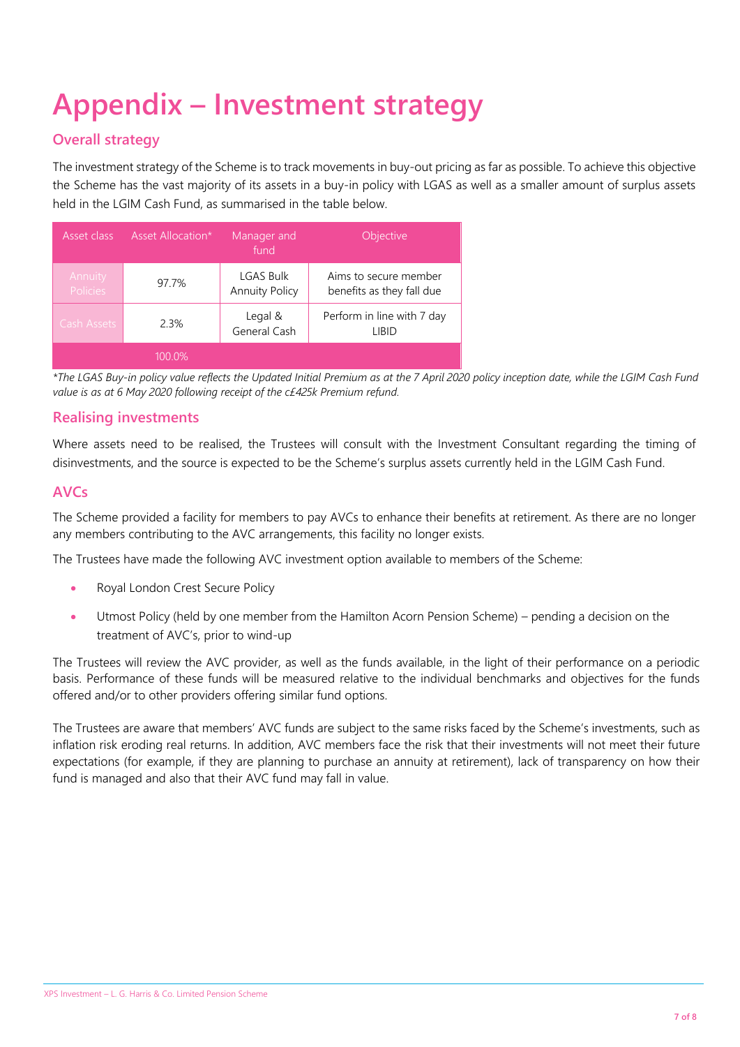# Appendix – Investment strategy

## Overall strategy

The investment strategy of the Scheme is to track movements in buy-out pricing as far as possible. To achieve this objective the Scheme has the vast majority of its assets in a buy-in policy with LGAS as well as a smaller amount of surplus assets held in the LGIM Cash Fund, as summarised in the table below.

| Asset class | Asset Allocation* | Manager and fund | Objective |
|---|---|---|---|
| Annuity Policies | 97.7% | LGAS Bulk Annuity Policy | Aims to secure member benefits as they fall due |
| Cash Assets | 2.3% | Legal & General Cash | Perform in line with 7 day LIBID |
| | 100.0% | | |

*\*The LGAS Buy-in policy value reflects the Updated Initial Premium as at the 7 April 2020 policy inception date, while the LGIM Cash Fund value is as at 6 May 2020 following receipt of the c£425k Premium refund.*

## Realising investments

Where assets need to be realised, the Trustees will consult with the Investment Consultant regarding the timing of disinvestments, and the source is expected to be the Scheme's surplus assets currently held in the LGIM Cash Fund.

## AVCs

The Scheme provided a facility for members to pay AVCs to enhance their benefits at retirement. As there are no longer any members contributing to the AVC arrangements, this facility no longer exists.

The Trustees have made the following AVC investment option available to members of the Scheme:

- Royal London Crest Secure Policy
- Utmost Policy (held by one member from the Hamilton Acorn Pension Scheme) – pending a decision on the treatment of AVC's, prior to wind-up

The Trustees will review the AVC provider, as well as the funds available, in the light of their performance on a periodic basis. Performance of these funds will be measured relative to the individual benchmarks and objectives for the funds offered and/or to other providers offering similar fund options.

The Trustees are aware that members' AVC funds are subject to the same risks faced by the Scheme's investments, such as inflation risk eroding real returns. In addition, AVC members face the risk that their investments will not meet their future expectations (for example, if they are planning to purchase an annuity at retirement), lack of transparency on how their fund is managed and also that their AVC fund may fall in value.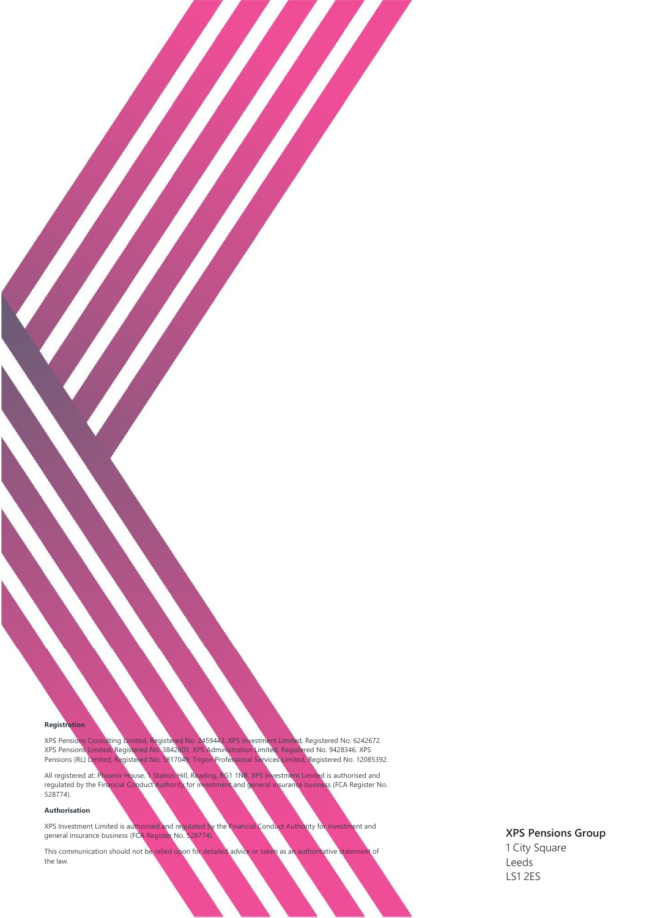**Registration**

XPS Pensions Consulting Limited, Registered No. 2459442. XPS Investment Limited, Registered No. 6242672. XPS Pensions Limited, Registered No. 3842603. XPS Administration Limited, Registered No. 9428346. XPS Pensions (RL) Limited, Registered No. 5817049. Trigon Professional Services Limited, Registered No. 12085392.

All registered at: Phoenix House, 1 Station Hill, Reading, RG1 1NB. XPS Investment Limited is authorised and regulated by the Financial Conduct Authority for investment and general insurance business (FCA Register No. 528774).

**Authorisation**

XPS Investment Limited is authorised and regulated by the Financial Conduct Authority for investment and general insurance business (FCA Register No. 528774).

This communication should not be relied upon for detailed advice or taken as an authoritative statement of the law.

**XPS Pensions Group**
1 City Square
Leeds
LS1 2ES